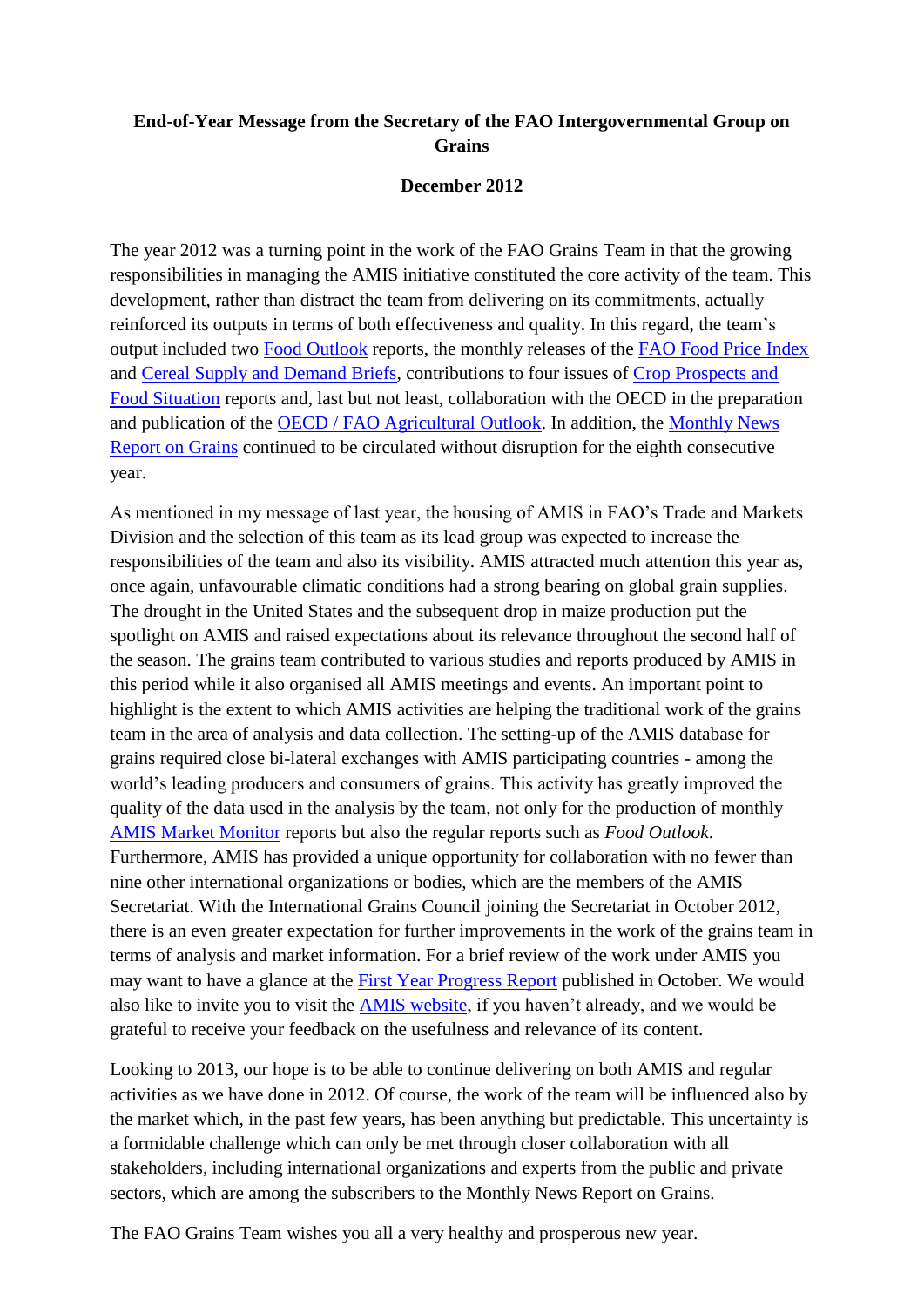**End-of-Year Message from the Secretary of the FAO Intergovernmental Group on Grains**

**December 2012**

The year 2012 was a turning point in the work of the FAO Grains Team in that the growing responsibilities in managing the AMIS initiative constituted the core activity of the team. This development, rather than distract the team from delivering on its commitments, actually reinforced its outputs in terms of both effectiveness and quality. In this regard, the team's output included two Food Outlook reports, the monthly releases of the FAO Food Price Index and Cereal Supply and Demand Briefs, contributions to four issues of Crop Prospects and Food Situation reports and, last but not least, collaboration with the OECD in the preparation and publication of the OECD / FAO Agricultural Outlook. In addition, the Monthly News Report on Grains continued to be circulated without disruption for the eighth consecutive year.

As mentioned in my message of last year, the housing of AMIS in FAO's Trade and Markets Division and the selection of this team as its lead group was expected to increase the responsibilities of the team and also its visibility. AMIS attracted much attention this year as, once again, unfavourable climatic conditions had a strong bearing on global grain supplies. The drought in the United States and the subsequent drop in maize production put the spotlight on AMIS and raised expectations about its relevance throughout the second half of the season. The grains team contributed to various studies and reports produced by AMIS in this period while it also organised all AMIS meetings and events. An important point to highlight is the extent to which AMIS activities are helping the traditional work of the grains team in the area of analysis and data collection. The setting-up of the AMIS database for grains required close bi-lateral exchanges with AMIS participating countries - among the world's leading producers and consumers of grains. This activity has greatly improved the quality of the data used in the analysis by the team, not only for the production of monthly AMIS Market Monitor reports but also the regular reports such as *Food Outlook*. Furthermore, AMIS has provided a unique opportunity for collaboration with no fewer than nine other international organizations or bodies, which are the members of the AMIS Secretariat. With the International Grains Council joining the Secretariat in October 2012, there is an even greater expectation for further improvements in the work of the grains team in terms of analysis and market information. For a brief review of the work under AMIS you may want to have a glance at the First Year Progress Report published in October. We would also like to invite you to visit the AMIS website, if you haven't already, and we would be grateful to receive your feedback on the usefulness and relevance of its content.

Looking to 2013, our hope is to be able to continue delivering on both AMIS and regular activities as we have done in 2012. Of course, the work of the team will be influenced also by the market which, in the past few years, has been anything but predictable. This uncertainty is a formidable challenge which can only be met through closer collaboration with all stakeholders, including international organizations and experts from the public and private sectors, which are among the subscribers to the Monthly News Report on Grains.

The FAO Grains Team wishes you all a very healthy and prosperous new year.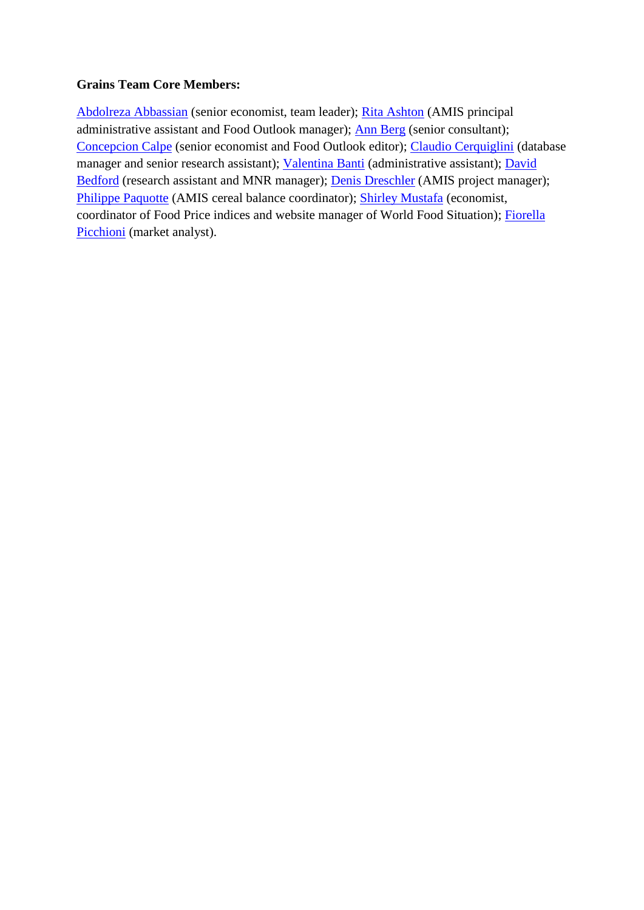**Grains Team Core Members:**

Abdolreza Abbassian (senior economist, team leader); Rita Ashton (AMIS principal administrative assistant and Food Outlook manager); Ann Berg (senior consultant); Concepcion Calpe (senior economist and Food Outlook editor); Claudio Cerquiglini (database manager and senior research assistant); Valentina Banti (administrative assistant); David Bedford (research assistant and MNR manager); Denis Dreschler (AMIS project manager); Philippe Paquotte (AMIS cereal balance coordinator); Shirley Mustafa (economist, coordinator of Food Price indices and website manager of World Food Situation); Fiorella Picchioni (market analyst).